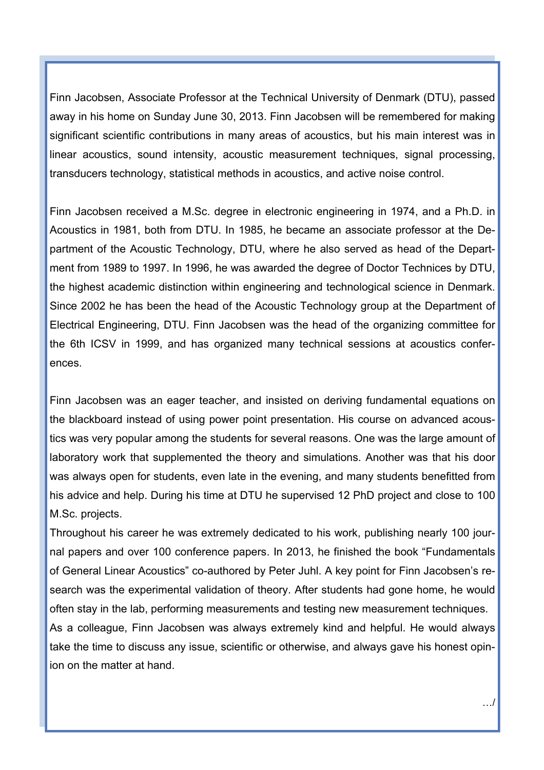Finn Jacobsen, Associate Professor at the Technical University of Denmark (DTU), passed away in his home on Sunday June 30, 2013. Finn Jacobsen will be remembered for making significant scientific contributions in many areas of acoustics, but his main interest was in linear acoustics, sound intensity, acoustic measurement techniques, signal processing, transducers technology, statistical methods in acoustics, and active noise control.

Finn Jacobsen received a M.Sc. degree in electronic engineering in 1974, and a Ph.D. in Acoustics in 1981, both from DTU. In 1985, he became an associate professor at the Department of the Acoustic Technology, DTU, where he also served as head of the Department from 1989 to 1997. In 1996, he was awarded the degree of Doctor Technices by DTU, the highest academic distinction within engineering and technological science in Denmark. Since 2002 he has been the head of the Acoustic Technology group at the Department of Electrical Engineering, DTU. Finn Jacobsen was the head of the organizing committee for the 6th ICSV in 1999, and has organized many technical sessions at acoustics conferences.

Finn Jacobsen was an eager teacher, and insisted on deriving fundamental equations on the blackboard instead of using power point presentation. His course on advanced acoustics was very popular among the students for several reasons. One was the large amount of laboratory work that supplemented the theory and simulations. Another was that his door was always open for students, even late in the evening, and many students benefitted from his advice and help. During his time at DTU he supervised 12 PhD project and close to 100 M.Sc. projects.

Throughout his career he was extremely dedicated to his work, publishing nearly 100 journal papers and over 100 conference papers. In 2013, he finished the book "Fundamentals of General Linear Acoustics" co-authored by Peter Juhl. A key point for Finn Jacobsen's research was the experimental validation of theory. After students had gone home, he would often stay in the lab, performing measurements and testing new measurement techniques.

As a colleague, Finn Jacobsen was always extremely kind and helpful. He would always take the time to discuss any issue, scientific or otherwise, and always gave his honest opinion on the matter at hand.

…/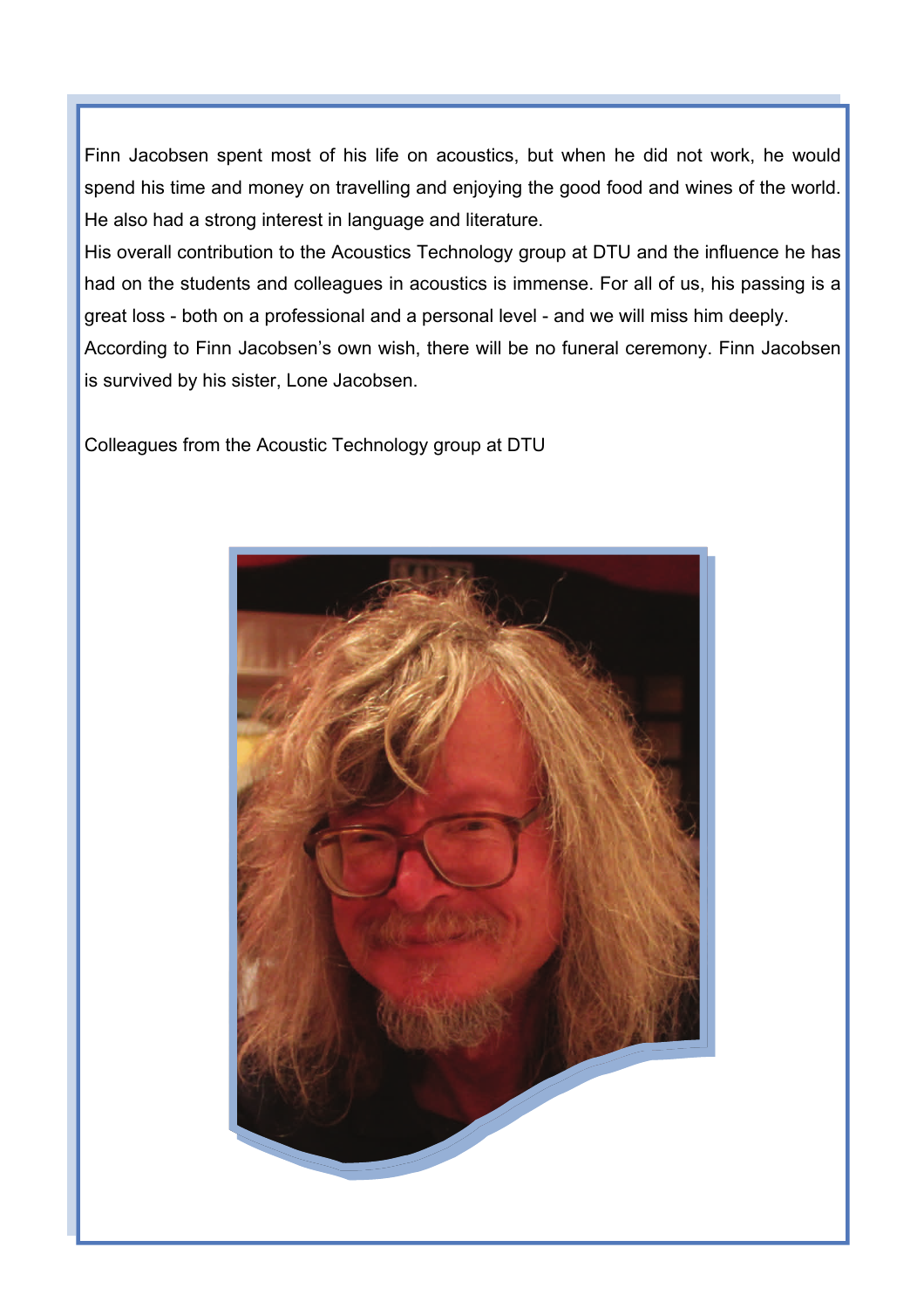Finn Jacobsen spent most of his life on acoustics, but when he did not work, he would spend his time and money on travelling and enjoying the good food and wines of the world. He also had a strong interest in language and literature.

His overall contribution to the Acoustics Technology group at DTU and the influence he has had on the students and colleagues in acoustics is immense. For all of us, his passing is a great loss - both on a professional and a personal level - and we will miss him deeply.

According to Finn Jacobsen's own wish, there will be no funeral ceremony. Finn Jacobsen is survived by his sister, Lone Jacobsen.

Colleagues from the Acoustic Technology group at DTU